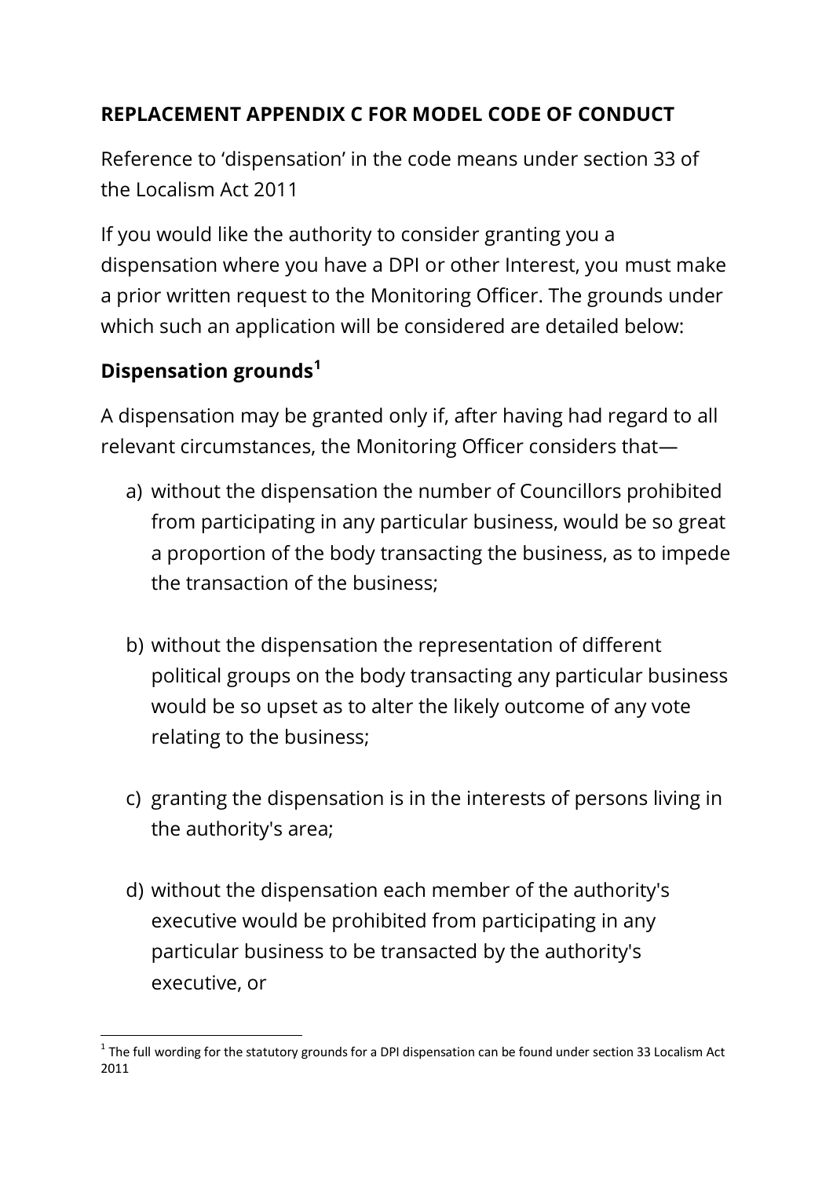**REPLACEMENT APPENDIX C FOR MODEL CODE OF CONDUCT**

Reference to 'dispensation' in the code means under section 33 of the Localism Act 2011

If you would like the authority to consider granting you a dispensation where you have a DPI or other Interest, you must make a prior written request to the Monitoring Officer. The grounds under which such an application will be considered are detailed below:

## Dispensation grounds[1]

A dispensation may be granted only if, after having had regard to all relevant circumstances, the Monitoring Officer considers that—

a) without the dispensation the number of Councillors prohibited from participating in any particular business, would be so great a proportion of the body transacting the business, as to impede the transaction of the business;

b) without the dispensation the representation of different political groups on the body transacting any particular business would be so upset as to alter the likely outcome of any vote relating to the business;

c) granting the dispensation is in the interests of persons living in the authority's area;

d) without the dispensation each member of the authority's executive would be prohibited from participating in any particular business to be transacted by the authority's executive, or

[1] The full wording for the statutory grounds for a DPI dispensation can be found under section 33 Localism Act 2011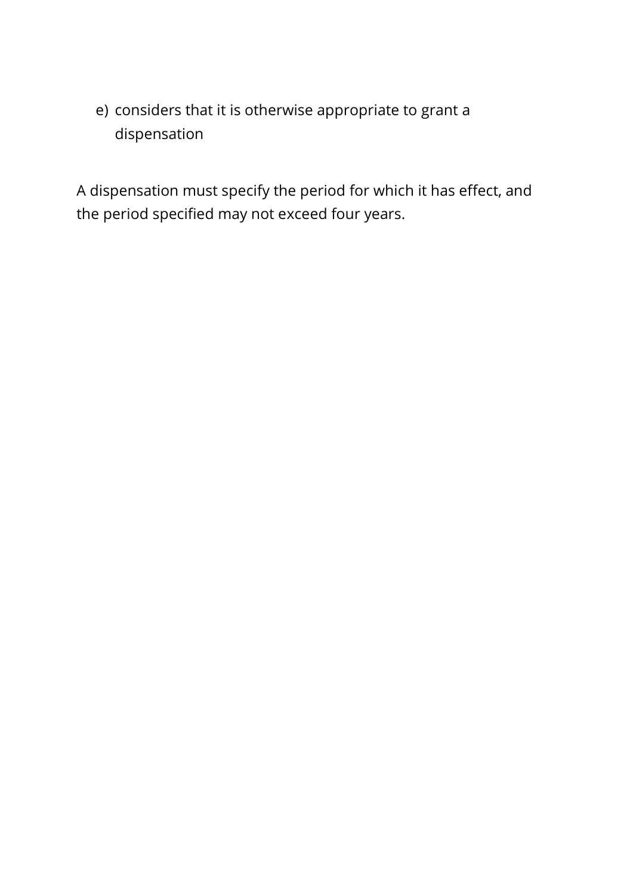e) considers that it is otherwise appropriate to grant a dispensation

A dispensation must specify the period for which it has effect, and the period specified may not exceed four years.